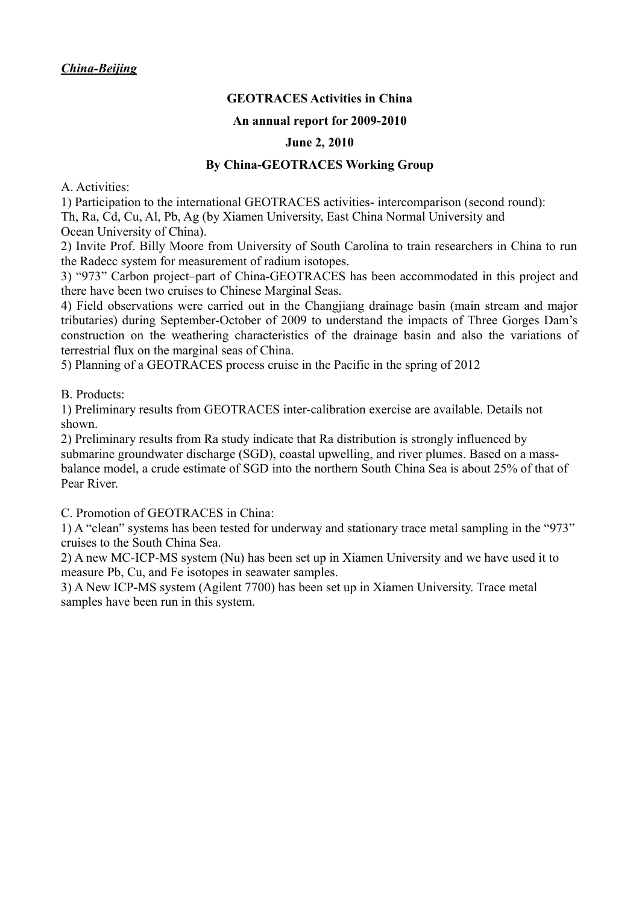***China-Beijing***

**GEOTRACES Activities in China**

**An annual report for 2009-2010**

**June 2, 2010**

**By China-GEOTRACES Working Group**

A. Activities:

1) Participation to the international GEOTRACES activities- intercomparison (second round): Th, Ra, Cd, Cu, Al, Pb, Ag (by Xiamen University, East China Normal University and Ocean University of China).

2) Invite Prof. Billy Moore from University of South Carolina to train researchers in China to run the Radecc system for measurement of radium isotopes.

3) "973" Carbon project–part of China-GEOTRACES has been accommodated in this project and there have been two cruises to Chinese Marginal Seas.

4) Field observations were carried out in the Changjiang drainage basin (main stream and major tributaries) during September-October of 2009 to understand the impacts of Three Gorges Dam's construction on the weathering characteristics of the drainage basin and also the variations of terrestrial flux on the marginal seas of China.

5) Planning of a GEOTRACES process cruise in the Pacific in the spring of 2012

B. Products:

1) Preliminary results from GEOTRACES inter-calibration exercise are available. Details not shown.

2) Preliminary results from Ra study indicate that Ra distribution is strongly influenced by submarine groundwater discharge (SGD), coastal upwelling, and river plumes. Based on a mass-balance model, a crude estimate of SGD into the northern South China Sea is about 25% of that of Pear River.

C. Promotion of GEOTRACES in China:

1) A "clean" systems has been tested for underway and stationary trace metal sampling in the "973" cruises to the South China Sea.

2) A new MC-ICP-MS system (Nu) has been set up in Xiamen University and we have used it to measure Pb, Cu, and Fe isotopes in seawater samples.

3) A New ICP-MS system (Agilent 7700) has been set up in Xiamen University. Trace metal samples have been run in this system.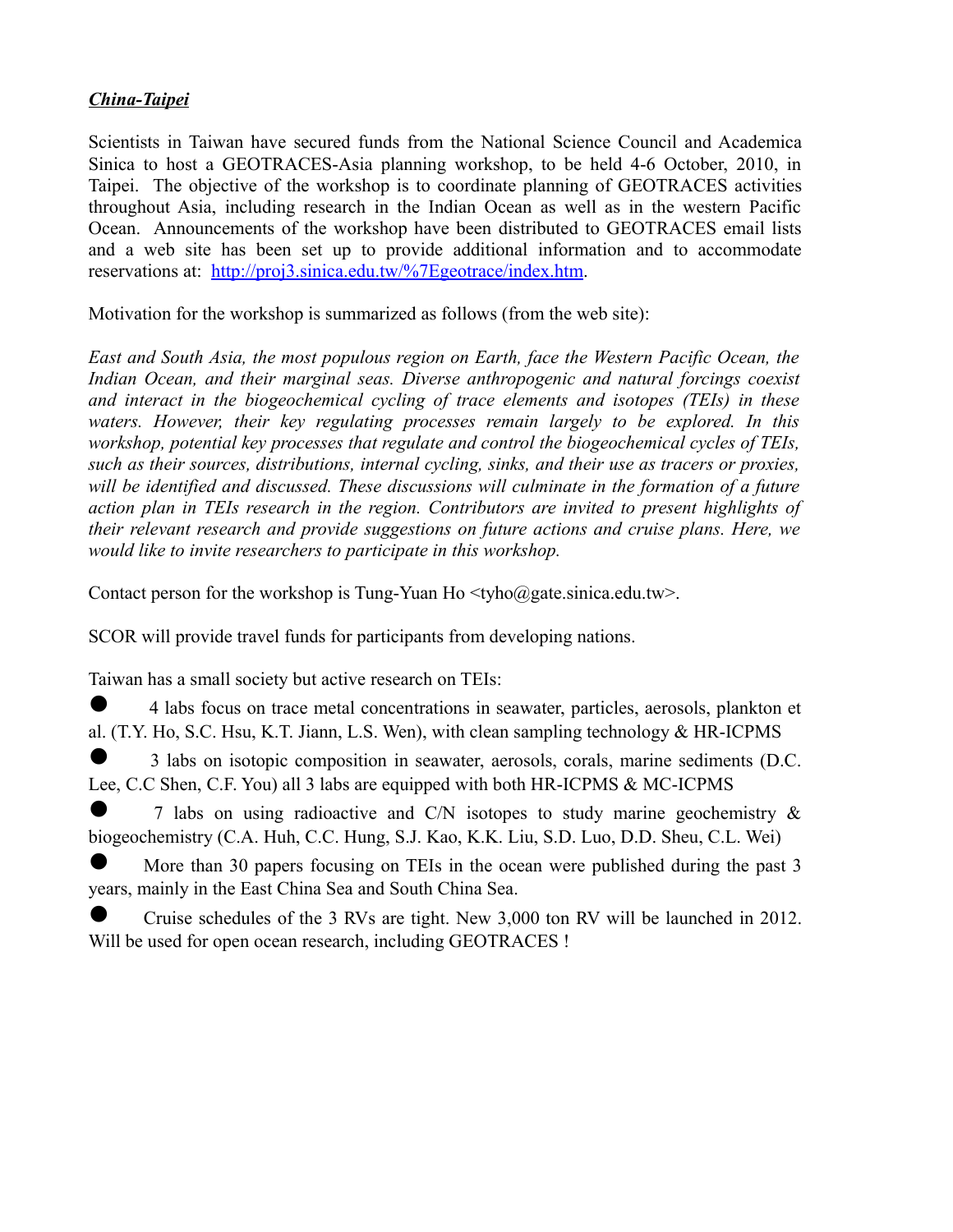***China-Taipei***

Scientists in Taiwan have secured funds from the National Science Council and Academica Sinica to host a GEOTRACES-Asia planning workshop, to be held 4-6 October, 2010, in Taipei. The objective of the workshop is to coordinate planning of GEOTRACES activities throughout Asia, including research in the Indian Ocean as well as in the western Pacific Ocean. Announcements of the workshop have been distributed to GEOTRACES email lists and a web site has been set up to provide additional information and to accommodate reservations at: [http://proj3.sinica.edu.tw/%7Egeotrace/index.htm](http://proj3.sinica.edu.tw/%7Egeotrace/index.htm).

Motivation for the workshop is summarized as follows (from the web site):

*East and South Asia, the most populous region on Earth, face the Western Pacific Ocean, the Indian Ocean, and their marginal seas. Diverse anthropogenic and natural forcings coexist and interact in the biogeochemical cycling of trace elements and isotopes (TEIs) in these waters. However, their key regulating processes remain largely to be explored. In this workshop, potential key processes that regulate and control the biogeochemical cycles of TEIs, such as their sources, distributions, internal cycling, sinks, and their use as tracers or proxies, will be identified and discussed. These discussions will culminate in the formation of a future action plan in TEIs research in the region. Contributors are invited to present highlights of their relevant research and provide suggestions on future actions and cruise plans. Here, we would like to invite researchers to participate in this workshop.*

Contact person for the workshop is Tung-Yuan Ho <tyho@gate.sinica.edu.tw>.

SCOR will provide travel funds for participants from developing nations.

Taiwan has a small society but active research on TEIs:

- 4 labs focus on trace metal concentrations in seawater, particles, aerosols, plankton et al. (T.Y. Ho, S.C. Hsu, K.T. Jiann, L.S. Wen), with clean sampling technology & HR-ICPMS
- 3 labs on isotopic composition in seawater, aerosols, corals, marine sediments (D.C. Lee, C.C Shen, C.F. You) all 3 labs are equipped with both HR-ICPMS & MC-ICPMS
- 7 labs on using radioactive and C/N isotopes to study marine geochemistry & biogeochemistry (C.A. Huh, C.C. Hung, S.J. Kao, K.K. Liu, S.D. Luo, D.D. Sheu, C.L. Wei)
- More than 30 papers focusing on TEIs in the ocean were published during the past 3 years, mainly in the East China Sea and South China Sea.
- Cruise schedules of the 3 RVs are tight. New 3,000 ton RV will be launched in 2012. Will be used for open ocean research, including GEOTRACES !